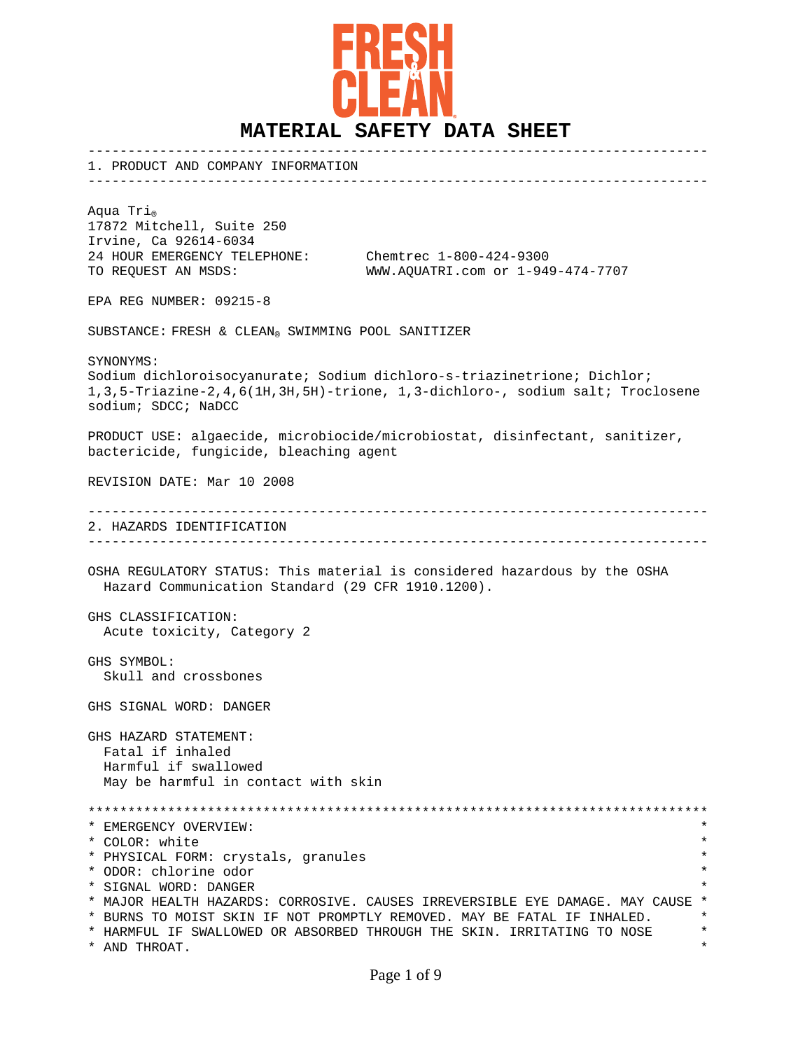FRESH & CLEAN

# MATERIAL SAFETY DATA SHEET

## 1. PRODUCT AND COMPANY INFORMATION

Aqua Tri®
17872 Mitchell, Suite 250
Irvine, Ca 92614-6034
24 HOUR EMERGENCY TELEPHONE: Chemtrec 1-800-424-9300
TO REQUEST AN MSDS: WWW.AQUATRI.com or 1-949-474-7707

EPA REG NUMBER: 09215-8

SUBSTANCE: FRESH & CLEAN® SWIMMING POOL SANITIZER

SYNONYMS:
Sodium dichloroisocyanurate; Sodium dichloro-s-triazinetrione; Dichlor; 1,3,5-Triazine-2,4,6(1H,3H,5H)-trione, 1,3-dichloro-, sodium salt; Troclosene sodium; SDCC; NaDCC

PRODUCT USE: algaecide, microbiocide/microbiostat, disinfectant, sanitizer, bactericide, fungicide, bleaching agent

REVISION DATE: Mar 10 2008

## 2. HAZARDS IDENTIFICATION

OSHA REGULATORY STATUS: This material is considered hazardous by the OSHA Hazard Communication Standard (29 CFR 1910.1200).

GHS CLASSIFICATION:
Acute toxicity, Category 2

GHS SYMBOL:
Skull and crossbones

GHS SIGNAL WORD: DANGER

GHS HAZARD STATEMENT:
Fatal if inhaled
Harmful if swallowed
May be harmful in contact with skin

EMERGENCY OVERVIEW:
COLOR: white
PHYSICAL FORM: crystals, granules
ODOR: chlorine odor
SIGNAL WORD: DANGER
MAJOR HEALTH HAZARDS: CORROSIVE. CAUSES IRREVERSIBLE EYE DAMAGE. MAY CAUSE BURNS TO MOIST SKIN IF NOT PROMPTLY REMOVED. MAY BE FATAL IF INHALED. HARMFUL IF SWALLOWED OR ABSORBED THROUGH THE SKIN. IRRITATING TO NOSE AND THROAT.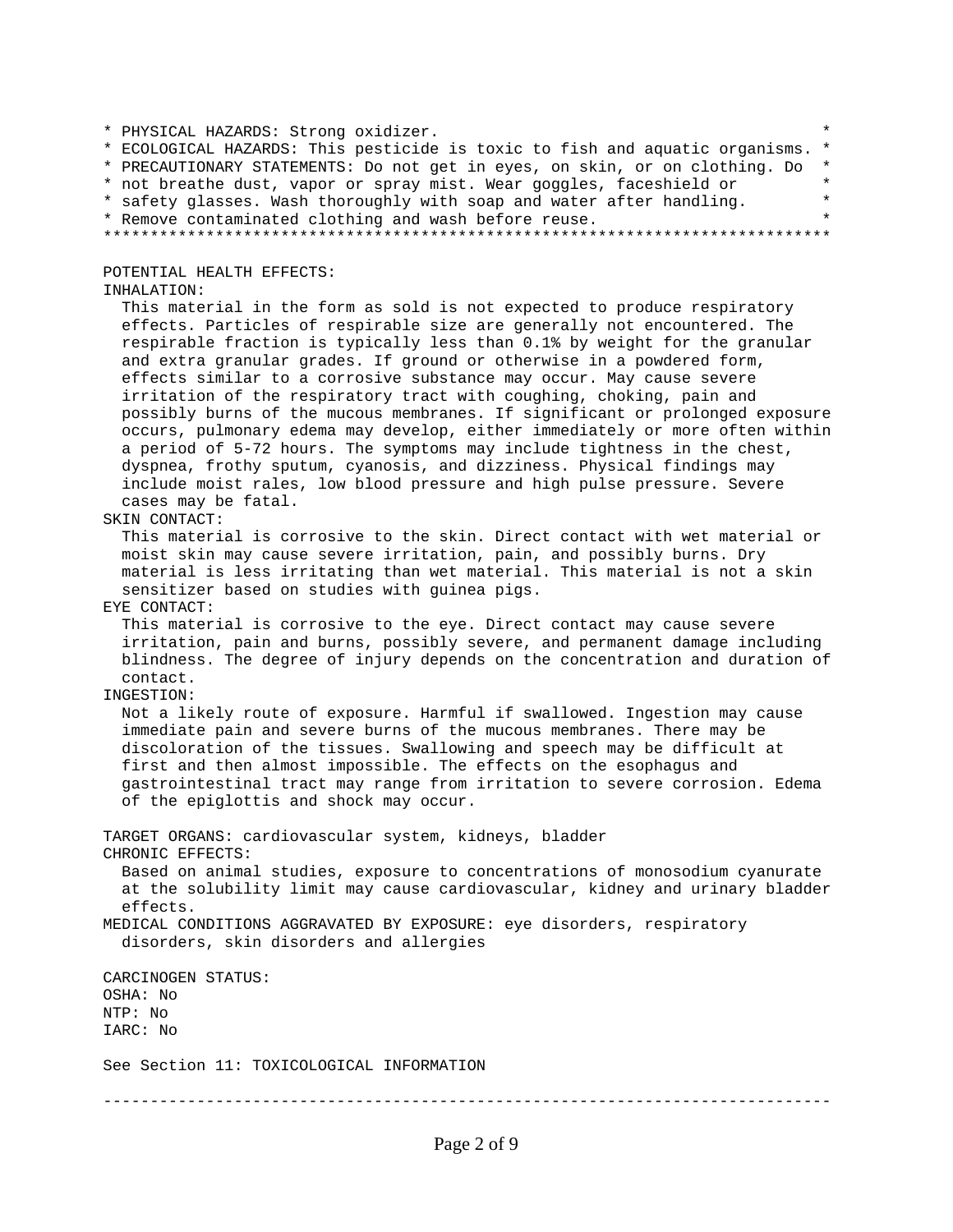* PHYSICAL HAZARDS: Strong oxidizer.
* ECOLOGICAL HAZARDS: This pesticide is toxic to fish and aquatic organisms.
* PRECAUTIONARY STATEMENTS: Do not get in eyes, on skin, or on clothing. Do not breathe dust, vapor or spray mist. Wear goggles, faceshield or safety glasses. Wash thoroughly with soap and water after handling. Remove contaminated clothing and wash before reuse.

---

POTENTIAL HEALTH EFFECTS:

INHALATION:

This material in the form as sold is not expected to produce respiratory effects. Particles of respirable size are generally not encountered. The respirable fraction is typically less than 0.1% by weight for the granular and extra granular grades. If ground or otherwise in a powdered form, effects similar to a corrosive substance may occur. May cause severe irritation of the respiratory tract with coughing, choking, pain and possibly burns of the mucous membranes. If significant or prolonged exposure occurs, pulmonary edema may develop, either immediately or more often within a period of 5-72 hours. The symptoms may include tightness in the chest, dyspnea, frothy sputum, cyanosis, and dizziness. Physical findings may include moist rales, low blood pressure and high pulse pressure. Severe cases may be fatal.

SKIN CONTACT:

This material is corrosive to the skin. Direct contact with wet material or moist skin may cause severe irritation, pain, and possibly burns. Dry material is less irritating than wet material. This material is not a skin sensitizer based on studies with guinea pigs.

EYE CONTACT:

This material is corrosive to the eye. Direct contact may cause severe irritation, pain and burns, possibly severe, and permanent damage including blindness. The degree of injury depends on the concentration and duration of contact.

INGESTION:

Not a likely route of exposure. Harmful if swallowed. Ingestion may cause immediate pain and severe burns of the mucous membranes. There may be discoloration of the tissues. Swallowing and speech may be difficult at first and then almost impossible. The effects on the esophagus and gastrointestinal tract may range from irritation to severe corrosion. Edema of the epiglottis and shock may occur.

TARGET ORGANS: cardiovascular system, kidneys, bladder

CHRONIC EFFECTS:

Based on animal studies, exposure to concentrations of monosodium cyanurate at the solubility limit may cause cardiovascular, kidney and urinary bladder effects.

MEDICAL CONDITIONS AGGRAVATED BY EXPOSURE: eye disorders, respiratory disorders, skin disorders and allergies

CARCINOGEN STATUS:

OSHA: No

NTP: No

IARC: No

See Section 11: TOXICOLOGICAL INFORMATION

---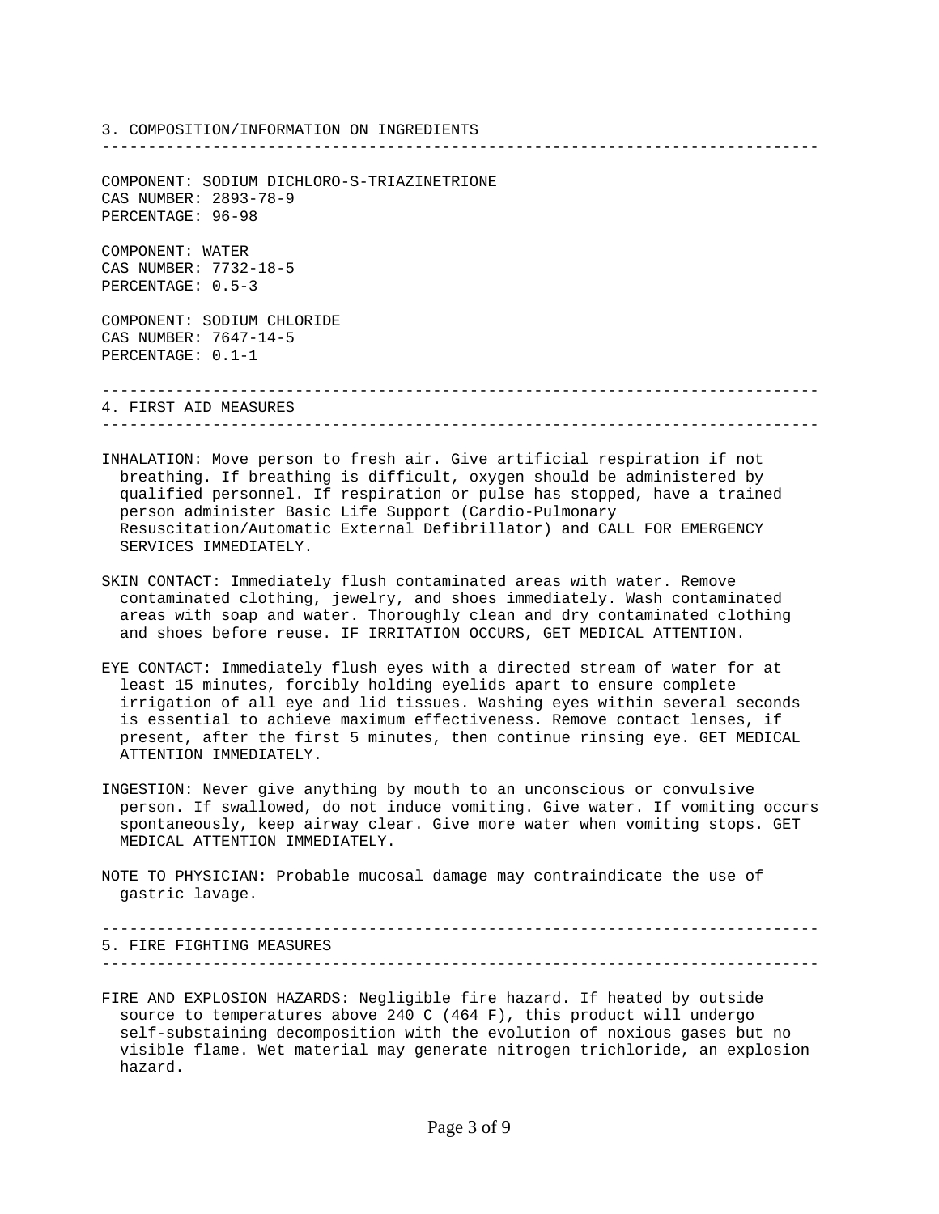## 3. COMPOSITION/INFORMATION ON INGREDIENTS

---

COMPONENT: SODIUM DICHLORO-S-TRIAZINETRIONE
CAS NUMBER: 2893-78-9
PERCENTAGE: 96-98

COMPONENT: WATER
CAS NUMBER: 7732-18-5
PERCENTAGE: 0.5-3

COMPONENT: SODIUM CHLORIDE
CAS NUMBER: 7647-14-5
PERCENTAGE: 0.1-1

---

## 4. FIRST AID MEASURES

---

INHALATION: Move person to fresh air. Give artificial respiration if not breathing. If breathing is difficult, oxygen should be administered by qualified personnel. If respiration or pulse has stopped, have a trained person administer Basic Life Support (Cardio-Pulmonary Resuscitation/Automatic External Defibrillator) and CALL FOR EMERGENCY SERVICES IMMEDIATELY.

SKIN CONTACT: Immediately flush contaminated areas with water. Remove contaminated clothing, jewelry, and shoes immediately. Wash contaminated areas with soap and water. Thoroughly clean and dry contaminated clothing and shoes before reuse. IF IRRITATION OCCURS, GET MEDICAL ATTENTION.

EYE CONTACT: Immediately flush eyes with a directed stream of water for at least 15 minutes, forcibly holding eyelids apart to ensure complete irrigation of all eye and lid tissues. Washing eyes within several seconds is essential to achieve maximum effectiveness. Remove contact lenses, if present, after the first 5 minutes, then continue rinsing eye. GET MEDICAL ATTENTION IMMEDIATELY.

INGESTION: Never give anything by mouth to an unconscious or convulsive person. If swallowed, do not induce vomiting. Give water. If vomiting occurs spontaneously, keep airway clear. Give more water when vomiting stops. GET MEDICAL ATTENTION IMMEDIATELY.

NOTE TO PHYSICIAN: Probable mucosal damage may contraindicate the use of gastric lavage.

---

## 5. FIRE FIGHTING MEASURES

---

FIRE AND EXPLOSION HAZARDS: Negligible fire hazard. If heated by outside source to temperatures above 240 C (464 F), this product will undergo self-substaining decomposition with the evolution of noxious gases but no visible flame. Wet material may generate nitrogen trichloride, an explosion hazard.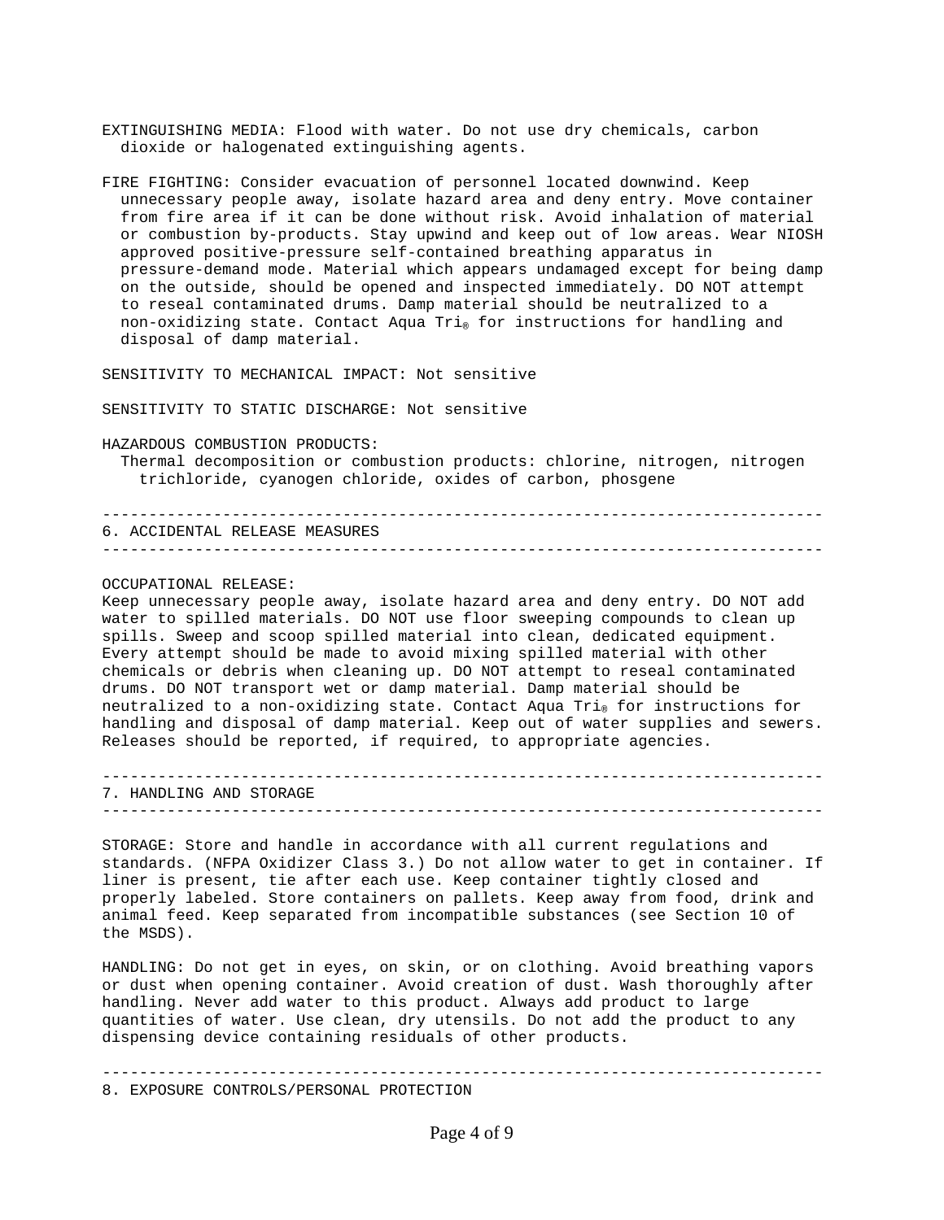EXTINGUISHING MEDIA: Flood with water. Do not use dry chemicals, carbon dioxide or halogenated extinguishing agents.

FIRE FIGHTING: Consider evacuation of personnel located downwind. Keep unnecessary people away, isolate hazard area and deny entry. Move container from fire area if it can be done without risk. Avoid inhalation of material or combustion by-products. Stay upwind and keep out of low areas. Wear NIOSH approved positive-pressure self-contained breathing apparatus in pressure-demand mode. Material which appears undamaged except for being damp on the outside, should be opened and inspected immediately. DO NOT attempt to reseal contaminated drums. Damp material should be neutralized to a non-oxidizing state. Contact Aqua Tri® for instructions for handling and disposal of damp material.

SENSITIVITY TO MECHANICAL IMPACT: Not sensitive

SENSITIVITY TO STATIC DISCHARGE: Not sensitive

HAZARDOUS COMBUSTION PRODUCTS:
Thermal decomposition or combustion products: chlorine, nitrogen, nitrogen trichloride, cyanogen chloride, oxides of carbon, phosgene

---

## 6. ACCIDENTAL RELEASE MEASURES

---

OCCUPATIONAL RELEASE:
Keep unnecessary people away, isolate hazard area and deny entry. DO NOT add water to spilled materials. DO NOT use floor sweeping compounds to clean up spills. Sweep and scoop spilled material into clean, dedicated equipment. Every attempt should be made to avoid mixing spilled material with other chemicals or debris when cleaning up. DO NOT attempt to reseal contaminated drums. DO NOT transport wet or damp material. Damp material should be neutralized to a non-oxidizing state. Contact Aqua Tri® for instructions for handling and disposal of damp material. Keep out of water supplies and sewers. Releases should be reported, if required, to appropriate agencies.

---

## 7. HANDLING AND STORAGE

---

STORAGE: Store and handle in accordance with all current regulations and standards. (NFPA Oxidizer Class 3.) Do not allow water to get in container. If liner is present, tie after each use. Keep container tightly closed and properly labeled. Store containers on pallets. Keep away from food, drink and animal feed. Keep separated from incompatible substances (see Section 10 of the MSDS).

HANDLING: Do not get in eyes, on skin, or on clothing. Avoid breathing vapors or dust when opening container. Avoid creation of dust. Wash thoroughly after handling. Never add water to this product. Always add product to large quantities of water. Use clean, dry utensils. Do not add the product to any dispensing device containing residuals of other products.

---

## 8. EXPOSURE CONTROLS/PERSONAL PROTECTION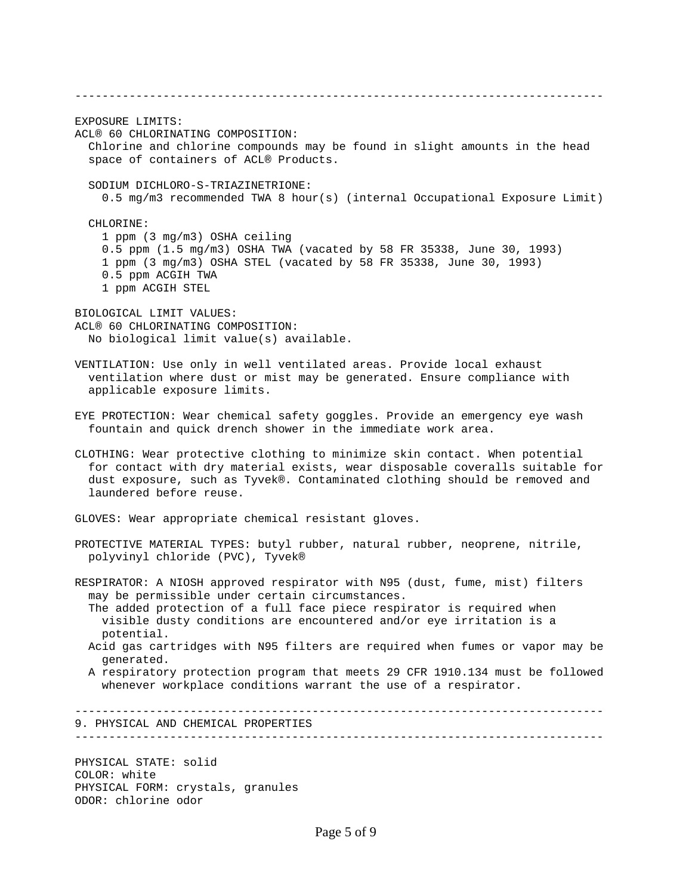EXPOSURE LIMITS:

ACL® 60 CHLORINATING COMPOSITION:

Chlorine and chlorine compounds may be found in slight amounts in the head space of containers of ACL® Products.

SODIUM DICHLORO-S-TRIAZINETRIONE:

0.5 mg/m3 recommended TWA 8 hour(s) (internal Occupational Exposure Limit)

CHLORINE:

1 ppm (3 mg/m3) OSHA ceiling
0.5 ppm (1.5 mg/m3) OSHA TWA (vacated by 58 FR 35338, June 30, 1993)
1 ppm (3 mg/m3) OSHA STEL (vacated by 58 FR 35338, June 30, 1993)
0.5 ppm ACGIH TWA
1 ppm ACGIH STEL

BIOLOGICAL LIMIT VALUES:

ACL® 60 CHLORINATING COMPOSITION:

No biological limit value(s) available.

VENTILATION: Use only in well ventilated areas. Provide local exhaust ventilation where dust or mist may be generated. Ensure compliance with applicable exposure limits.

EYE PROTECTION: Wear chemical safety goggles. Provide an emergency eye wash fountain and quick drench shower in the immediate work area.

CLOTHING: Wear protective clothing to minimize skin contact. When potential for contact with dry material exists, wear disposable coveralls suitable for dust exposure, such as Tyvek®. Contaminated clothing should be removed and laundered before reuse.

GLOVES: Wear appropriate chemical resistant gloves.

PROTECTIVE MATERIAL TYPES: butyl rubber, natural rubber, neoprene, nitrile, polyvinyl chloride (PVC), Tyvek®

RESPIRATOR: A NIOSH approved respirator with N95 (dust, fume, mist) filters may be permissible under certain circumstances.
The added protection of a full face piece respirator is required when visible dusty conditions are encountered and/or eye irritation is a potential.
Acid gas cartridges with N95 filters are required when fumes or vapor may be generated.
A respiratory protection program that meets 29 CFR 1910.134 must be followed whenever workplace conditions warrant the use of a respirator.

## 9. PHYSICAL AND CHEMICAL PROPERTIES

PHYSICAL STATE: solid
COLOR: white
PHYSICAL FORM: crystals, granules
ODOR: chlorine odor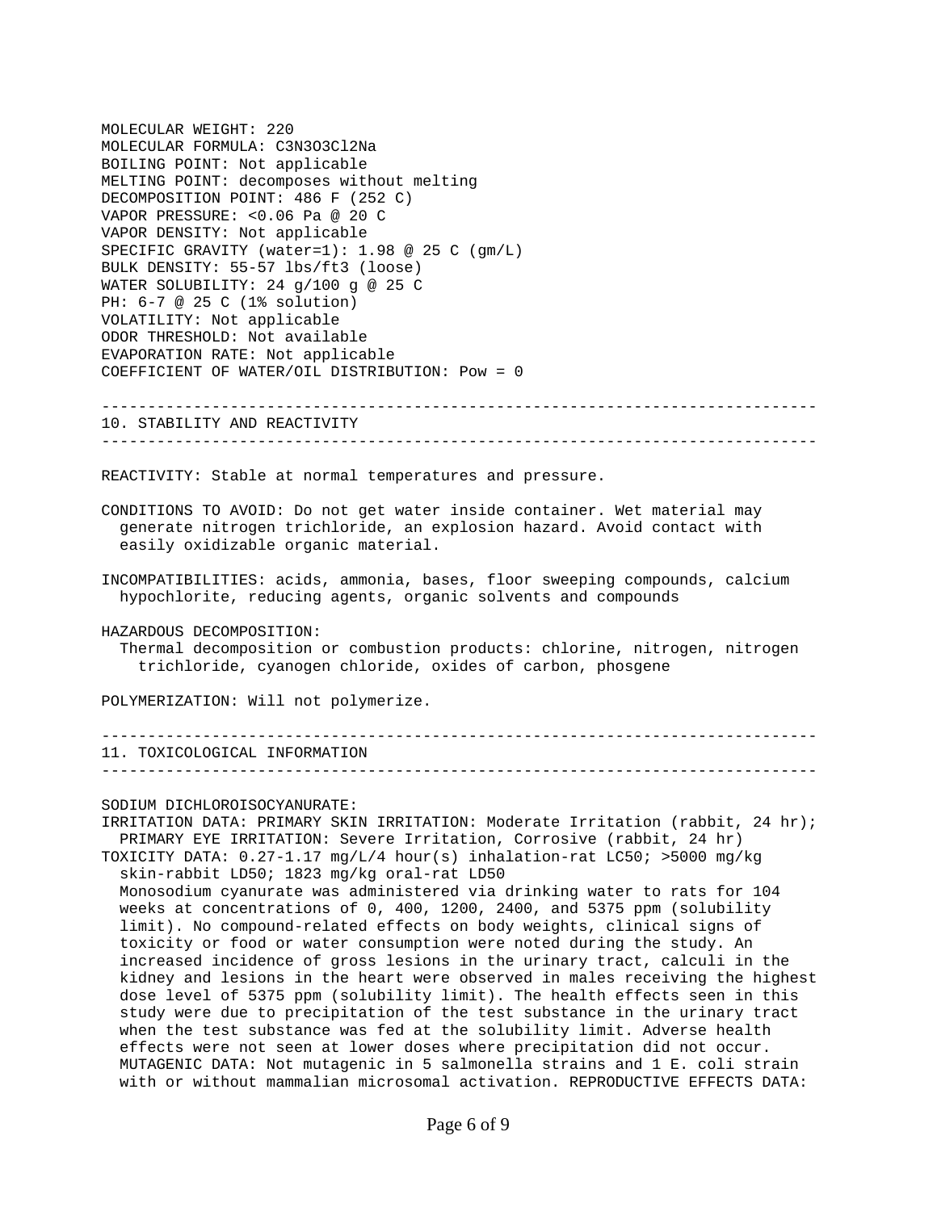MOLECULAR WEIGHT: 220
MOLECULAR FORMULA: $C_3N_3O_3Cl_2Na$
BOILING POINT: Not applicable
MELTING POINT: decomposes without melting
DECOMPOSITION POINT: 486 F (252 C)
VAPOR PRESSURE: <0.06 Pa @ 20 C
VAPOR DENSITY: Not applicable
SPECIFIC GRAVITY (water=1): 1.98 @ 25 C (gm/L)
BULK DENSITY: 55-57 lbs/ft3 (loose)
WATER SOLUBILITY: 24 g/100 g @ 25 C
PH: 6-7 @ 25 C (1% solution)
VOLATILITY: Not applicable
ODOR THRESHOLD: Not available
EVAPORATION RATE: Not applicable
COEFFICIENT OF WATER/OIL DISTRIBUTION: Pow = 0

---

## 10. STABILITY AND REACTIVITY

---

REACTIVITY: Stable at normal temperatures and pressure.

CONDITIONS TO AVOID: Do not get water inside container. Wet material may generate nitrogen trichloride, an explosion hazard. Avoid contact with easily oxidizable organic material.

INCOMPATIBILITIES: acids, ammonia, bases, floor sweeping compounds, calcium hypochlorite, reducing agents, organic solvents and compounds

HAZARDOUS DECOMPOSITION:
Thermal decomposition or combustion products: chlorine, nitrogen, nitrogen trichloride, cyanogen chloride, oxides of carbon, phosgene

POLYMERIZATION: Will not polymerize.

---

## 11. TOXICOLOGICAL INFORMATION

---

SODIUM DICHLOROISOCYANURATE:
IRRITATION DATA: PRIMARY SKIN IRRITATION: Moderate Irritation (rabbit, 24 hr); PRIMARY EYE IRRITATION: Severe Irritation, Corrosive (rabbit, 24 hr)
TOXICITY DATA: 0.27-1.17 mg/L/4 hour(s) inhalation-rat LC50; >5000 mg/kg skin-rabbit LD50; 1823 mg/kg oral-rat LD50
Monosodium cyanurate was administered via drinking water to rats for 104 weeks at concentrations of 0, 400, 1200, 2400, and 5375 ppm (solubility limit). No compound-related effects on body weights, clinical signs of toxicity or food or water consumption were noted during the study. An increased incidence of gross lesions in the urinary tract, calculi in the kidney and lesions in the heart were observed in males receiving the highest dose level of 5375 ppm (solubility limit). The health effects seen in this study were due to precipitation of the test substance in the urinary tract when the test substance was fed at the solubility limit. Adverse health effects were not seen at lower doses where precipitation did not occur.
MUTAGENIC DATA: Not mutagenic in 5 salmonella strains and 1 E. coli strain with or without mammalian microsomal activation. REPRODUCTIVE EFFECTS DATA: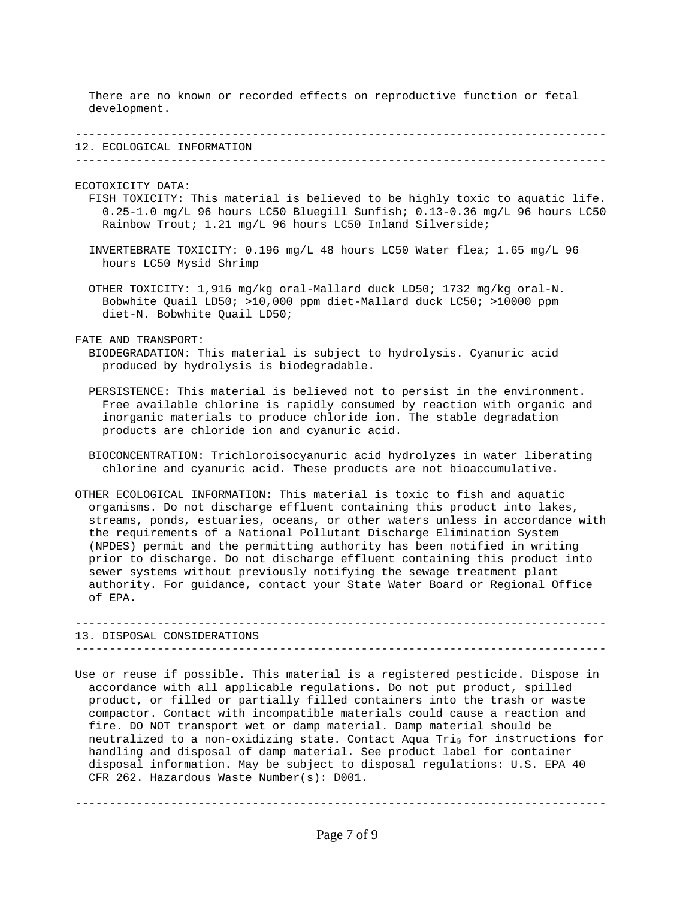There are no known or recorded effects on reproductive function or fetal development.

---

## 12. ECOLOGICAL INFORMATION

---

ECOTOXICITY DATA:

FISH TOXICITY: This material is believed to be highly toxic to aquatic life. 0.25-1.0 mg/L 96 hours LC50 Bluegill Sunfish; 0.13-0.36 mg/L 96 hours LC50 Rainbow Trout; 1.21 mg/L 96 hours LC50 Inland Silverside;

INVERTEBRATE TOXICITY: 0.196 mg/L 48 hours LC50 Water flea; 1.65 mg/L 96 hours LC50 Mysid Shrimp

OTHER TOXICITY: 1,916 mg/kg oral-Mallard duck LD50; 1732 mg/kg oral-N. Bobwhite Quail LD50; >10,000 ppm diet-Mallard duck LC50; >10000 ppm diet-N. Bobwhite Quail LD50;

FATE AND TRANSPORT:

BIODEGRADATION: This material is subject to hydrolysis. Cyanuric acid produced by hydrolysis is biodegradable.

PERSISTENCE: This material is believed not to persist in the environment. Free available chlorine is rapidly consumed by reaction with organic and inorganic materials to produce chloride ion. The stable degradation products are chloride ion and cyanuric acid.

BIOCONCENTRATION: Trichloroisocyanuric acid hydrolyzes in water liberating chlorine and cyanuric acid. These products are not bioaccumulative.

OTHER ECOLOGICAL INFORMATION: This material is toxic to fish and aquatic organisms. Do not discharge effluent containing this product into lakes, streams, ponds, estuaries, oceans, or other waters unless in accordance with the requirements of a National Pollutant Discharge Elimination System (NPDES) permit and the permitting authority has been notified in writing prior to discharge. Do not discharge effluent containing this product into sewer systems without previously notifying the sewage treatment plant authority. For guidance, contact your State Water Board or Regional Office of EPA.

---

## 13. DISPOSAL CONSIDERATIONS

---

Use or reuse if possible. This material is a registered pesticide. Dispose in accordance with all applicable regulations. Do not put product, spilled product, or filled or partially filled containers into the trash or waste compactor. Contact with incompatible materials could cause a reaction and fire. DO NOT transport wet or damp material. Damp material should be neutralized to a non-oxidizing state. Contact Aqua Tri® for instructions for handling and disposal of damp material. See product label for container disposal information. May be subject to disposal regulations: U.S. EPA 40 CFR 262. Hazardous Waste Number(s): D001.

---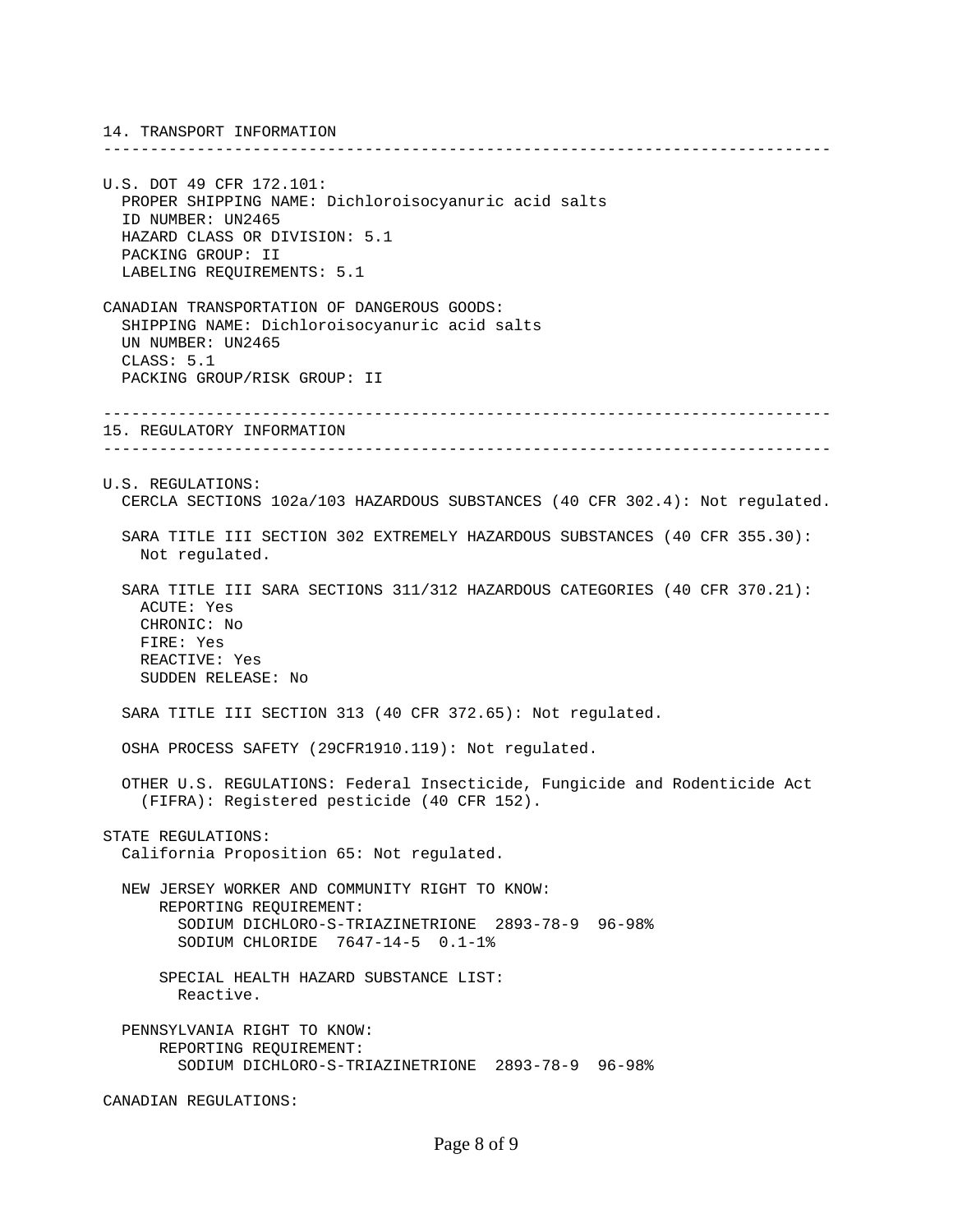## 14. TRANSPORT INFORMATION

U.S. DOT 49 CFR 172.101:

PROPER SHIPPING NAME: Dichloroisocyanuric acid salts
ID NUMBER: UN2465
HAZARD CLASS OR DIVISION: 5.1
PACKING GROUP: II
LABELING REQUIREMENTS: 5.1

CANADIAN TRANSPORTATION OF DANGEROUS GOODS:

SHIPPING NAME: Dichloroisocyanuric acid salts
UN NUMBER: UN2465
CLASS: 5.1
PACKING GROUP/RISK GROUP: II

## 15. REGULATORY INFORMATION

U.S. REGULATIONS:

CERCLA SECTIONS 102a/103 HAZARDOUS SUBSTANCES (40 CFR 302.4): Not regulated.

SARA TITLE III SECTION 302 EXTREMELY HAZARDOUS SUBSTANCES (40 CFR 355.30): Not regulated.

SARA TITLE III SARA SECTIONS 311/312 HAZARDOUS CATEGORIES (40 CFR 370.21):

ACUTE: Yes
CHRONIC: No
FIRE: Yes
REACTIVE: Yes
SUDDEN RELEASE: No

SARA TITLE III SECTION 313 (40 CFR 372.65): Not regulated.

OSHA PROCESS SAFETY (29CFR1910.119): Not regulated.

OTHER U.S. REGULATIONS: Federal Insecticide, Fungicide and Rodenticide Act (FIFRA): Registered pesticide (40 CFR 152).

STATE REGULATIONS:

California Proposition 65: Not regulated.

NEW JERSEY WORKER AND COMMUNITY RIGHT TO KNOW:

REPORTING REQUIREMENT:
SODIUM DICHLORO-S-TRIAZINETRIONE 2893-78-9 96-98%
SODIUM CHLORIDE 7647-14-5 0.1-1%

SPECIAL HEALTH HAZARD SUBSTANCE LIST:
Reactive.

PENNSYLVANIA RIGHT TO KNOW:

REPORTING REQUIREMENT:
SODIUM DICHLORO-S-TRIAZINETRIONE 2893-78-9 96-98%

CANADIAN REGULATIONS: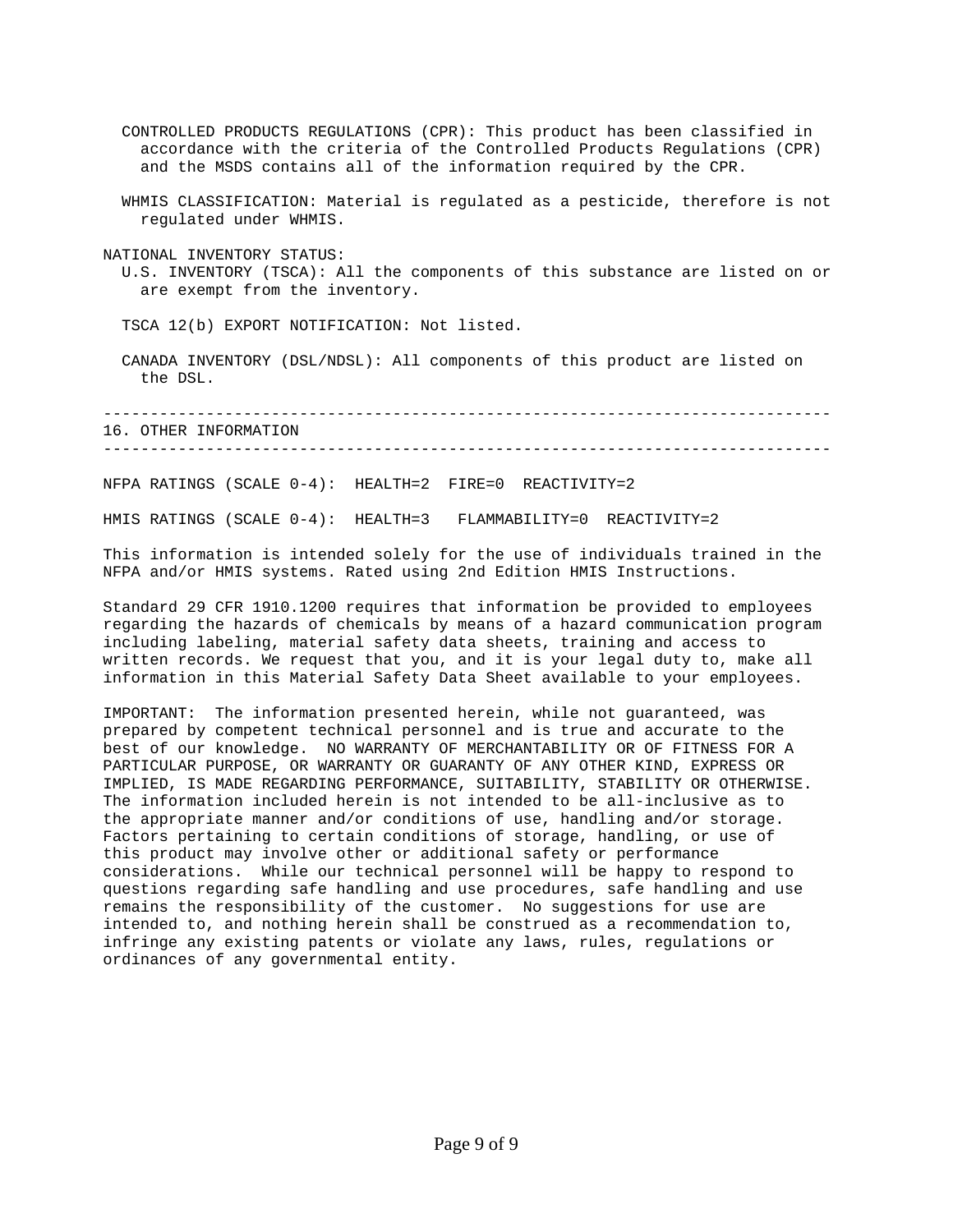CONTROLLED PRODUCTS REGULATIONS (CPR): This product has been classified in accordance with the criteria of the Controlled Products Regulations (CPR) and the MSDS contains all of the information required by the CPR.

WHMIS CLASSIFICATION: Material is regulated as a pesticide, therefore is not regulated under WHMIS.

NATIONAL INVENTORY STATUS:

U.S. INVENTORY (TSCA): All the components of this substance are listed on or are exempt from the inventory.

TSCA 12(b) EXPORT NOTIFICATION: Not listed.

CANADA INVENTORY (DSL/NDSL): All components of this product are listed on the DSL.

---

## 16. OTHER INFORMATION

---

NFPA RATINGS (SCALE 0-4): HEALTH=2 FIRE=0 REACTIVITY=2

HMIS RATINGS (SCALE 0-4): HEALTH=3 FLAMMABILITY=0 REACTIVITY=2

This information is intended solely for the use of individuals trained in the NFPA and/or HMIS systems. Rated using 2nd Edition HMIS Instructions.

Standard 29 CFR 1910.1200 requires that information be provided to employees regarding the hazards of chemicals by means of a hazard communication program including labeling, material safety data sheets, training and access to written records. We request that you, and it is your legal duty to, make all information in this Material Safety Data Sheet available to your employees.

IMPORTANT: The information presented herein, while not guaranteed, was prepared by competent technical personnel and is true and accurate to the best of our knowledge. NO WARRANTY OF MERCHANTABILITY OR OF FITNESS FOR A PARTICULAR PURPOSE, OR WARRANTY OR GUARANTY OF ANY OTHER KIND, EXPRESS OR IMPLIED, IS MADE REGARDING PERFORMANCE, SUITABILITY, STABILITY OR OTHERWISE. The information included herein is not intended to be all-inclusive as to the appropriate manner and/or conditions of use, handling and/or storage. Factors pertaining to certain conditions of storage, handling, or use of this product may involve other or additional safety or performance considerations. While our technical personnel will be happy to respond to questions regarding safe handling and use procedures, safe handling and use remains the responsibility of the customer. No suggestions for use are intended to, and nothing herein shall be construed as a recommendation to, infringe any existing patents or violate any laws, rules, regulations or ordinances of any governmental entity.